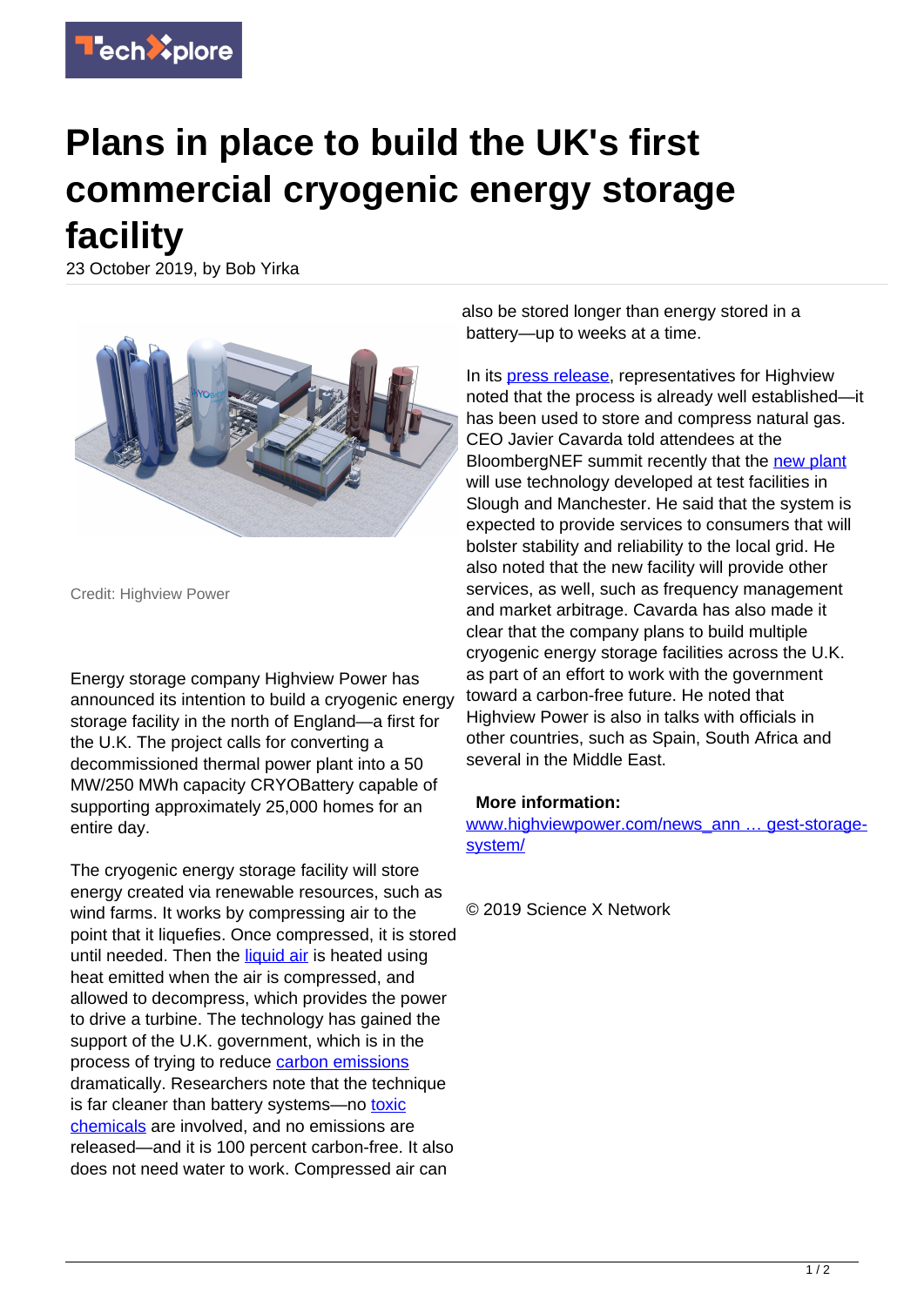# Plans in place to build the UK's first commercial cryogenic energy storage facility

23 October 2019, by Bob Yirka

Credit: Highview Power

Energy storage company Highview Power has announced its intention to build a cryogenic energy storage facility in the north of England—a first for the U.K. The project calls for converting a decommissioned thermal power plant into a 50 MW/250 MWh capacity CRYOBattery capable of supporting approximately 25,000 homes for an entire day.

The cryogenic energy storage facility will store energy created via renewable resources, such as wind farms. It works by compressing air to the point that it liquefies. Once compressed, it is stored until needed. Then the liquid air is heated using heat emitted when the air is compressed, and allowed to decompress, which provides the power to drive a turbine. The technology has gained the support of the U.K. government, which is in the process of trying to reduce carbon emissions dramatically. Researchers note that the technique is far cleaner than battery systems—no toxic chemicals are involved, and no emissions are released—and it is 100 percent carbon-free. It also does not need water to work. Compressed air can also be stored longer than energy stored in a battery—up to weeks at a time.

In its press release, representatives for Highview noted that the process is already well established—it has been used to store and compress natural gas. CEO Javier Cavarda told attendees at the BloombergNEF summit recently that the new plant will use technology developed at test facilities in Slough and Manchester. He said that the system is expected to provide services to consumers that will bolster stability and reliability to the local grid. He also noted that the new facility will provide other services, as well, such as frequency management and market arbitrage. Cavarda has also made it clear that the company plans to build multiple cryogenic energy storage facilities across the U.K. as part of an effort to work with the government toward a carbon-free future. He noted that Highview Power is also in talks with officials in other countries, such as Spain, South Africa and several in the Middle East.

**More information:** www.highviewpower.com/news_ann … gest-storage-system/

© 2019 Science X Network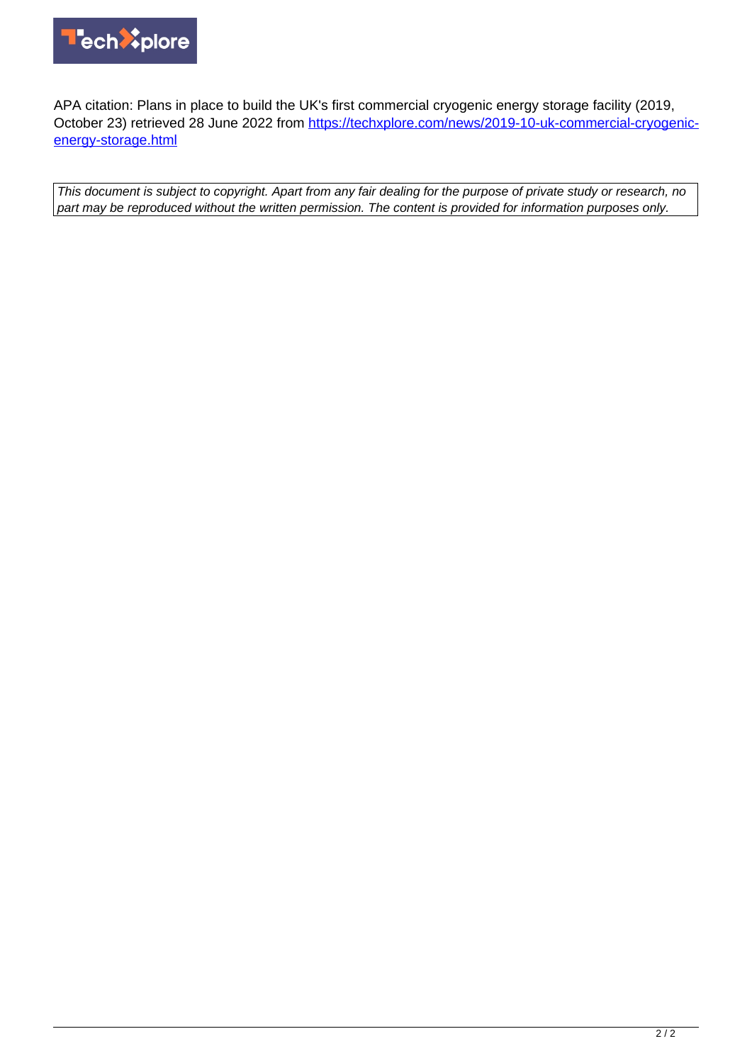APA citation: Plans in place to build the UK's first commercial cryogenic energy storage facility (2019, October 23) retrieved 28 June 2022 from https://techxplore.com/news/2019-10-uk-commercial-cryogenic-energy-storage.html

*This document is subject to copyright. Apart from any fair dealing for the purpose of private study or research, no part may be reproduced without the written permission. The content is provided for information purposes only.*